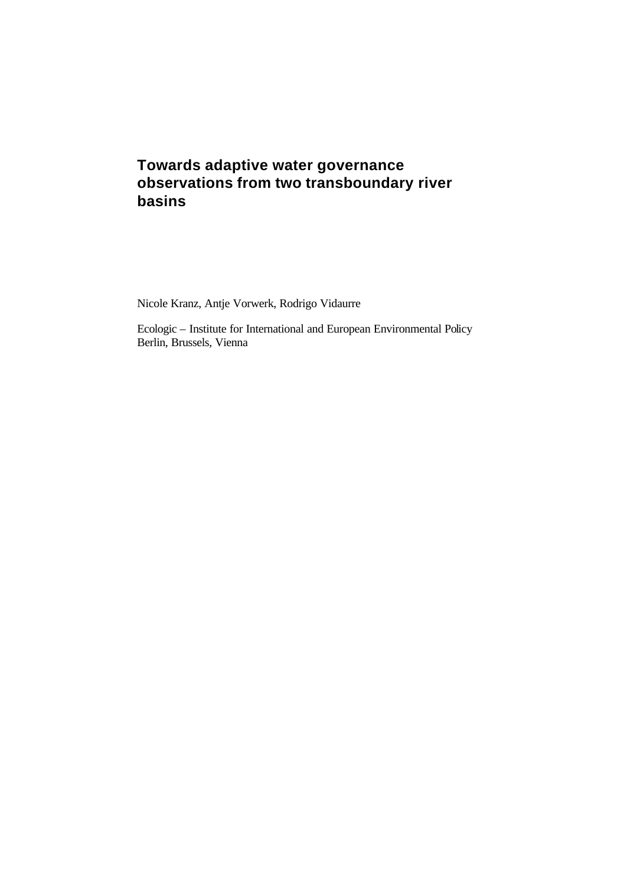# Towards adaptive water governance observations from two transboundary river basins

Nicole Kranz, Antje Vorwerk, Rodrigo Vidaurre

Ecologic – Institute for International and European Environmental Policy
Berlin, Brussels, Vienna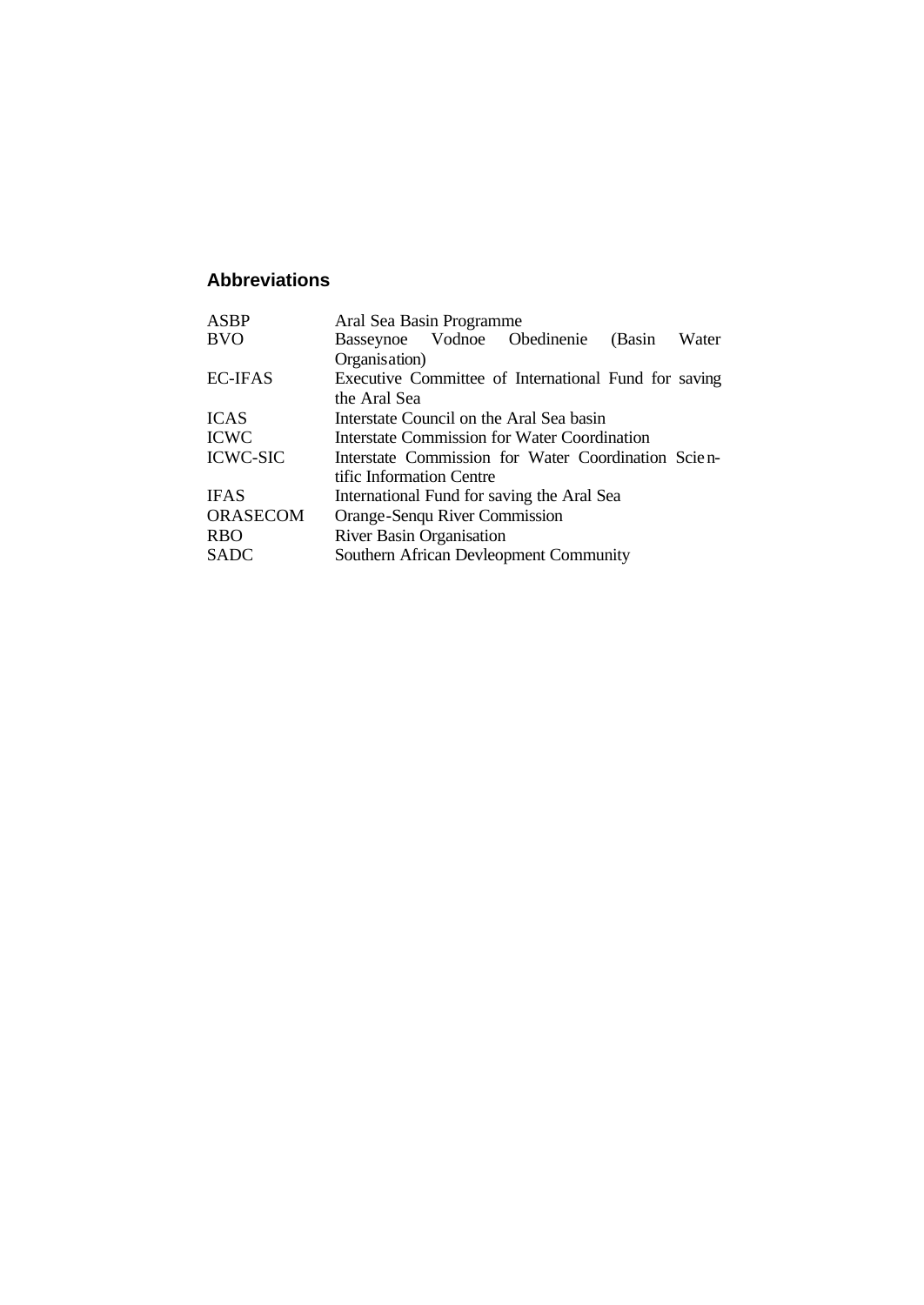## Abbreviations

| | |
|---|---|
| ASBP | Aral Sea Basin Programme |
| BVO | Basseynoe Vodnoe Obedinenie (Basin Water Organisation) |
| EC-IFAS | Executive Committee of International Fund for saving the Aral Sea |
| ICAS | Interstate Council on the Aral Sea basin |
| ICWC | Interstate Commission for Water Coordination |
| ICWC-SIC | Interstate Commission for Water Coordination Scientific Information Centre |
| IFAS | International Fund for saving the Aral Sea |
| ORASECOM | Orange-Senqu River Commission |
| RBO | River Basin Organisation |
| SADC | Southern African Devleopment Community |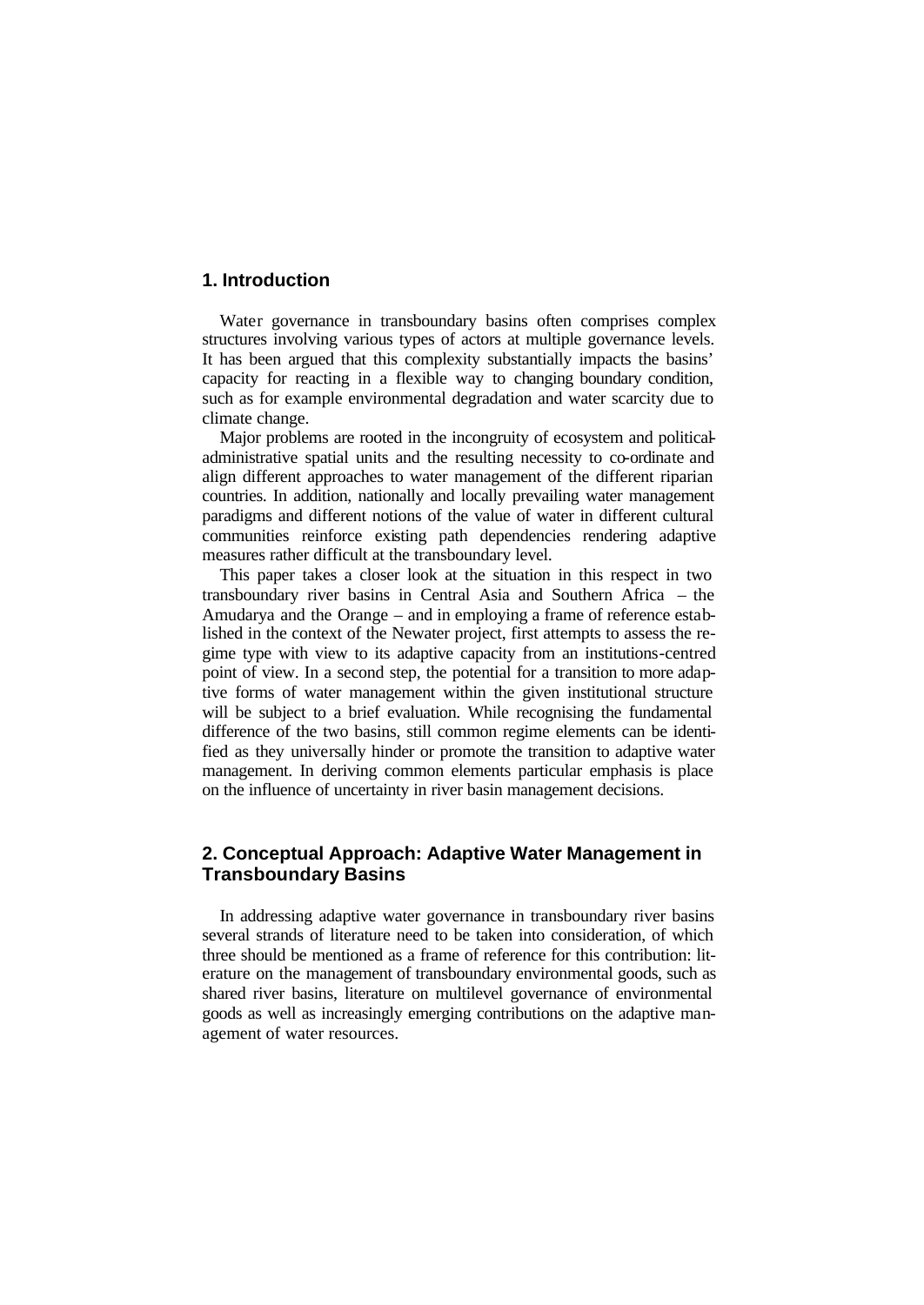## 1. Introduction

Water governance in transboundary basins often comprises complex structures involving various types of actors at multiple governance levels. It has been argued that this complexity substantially impacts the basins' capacity for reacting in a flexible way to changing boundary condition, such as for example environmental degradation and water scarcity due to climate change.

Major problems are rooted in the incongruity of ecosystem and political-administrative spatial units and the resulting necessity to co-ordinate and align different approaches to water management of the different riparian countries. In addition, nationally and locally prevailing water management paradigms and different notions of the value of water in different cultural communities reinforce existing path dependencies rendering adaptive measures rather difficult at the transboundary level.

This paper takes a closer look at the situation in this respect in two transboundary river basins in Central Asia and Southern Africa – the Amudarya and the Orange – and in employing a frame of reference established in the context of the Newater project, first attempts to assess the regime type with view to its adaptive capacity from an institutions-centred point of view. In a second step, the potential for a transition to more adaptive forms of water management within the given institutional structure will be subject to a brief evaluation. While recognising the fundamental difference of the two basins, still common regime elements can be identified as they universally hinder or promote the transition to adaptive water management. In deriving common elements particular emphasis is place on the influence of uncertainty in river basin management decisions.

## 2. Conceptual Approach: Adaptive Water Management in Transboundary Basins

In addressing adaptive water governance in transboundary river basins several strands of literature need to be taken into consideration, of which three should be mentioned as a frame of reference for this contribution: literature on the management of transboundary environmental goods, such as shared river basins, literature on multilevel governance of environmental goods as well as increasingly emerging contributions on the adaptive management of water resources.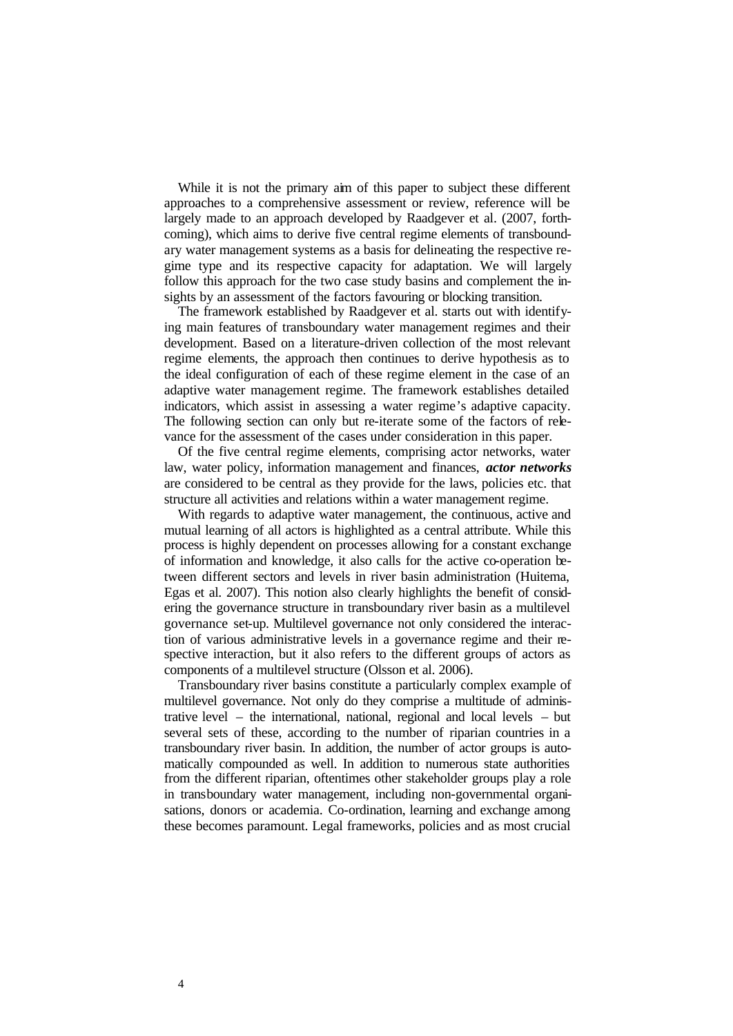While it is not the primary aim of this paper to subject these different approaches to a comprehensive assessment or review, reference will be largely made to an approach developed by Raadgever et al. (2007, forthcoming), which aims to derive five central regime elements of transboundary water management systems as a basis for delineating the respective regime type and its respective capacity for adaptation. We will largely follow this approach for the two case study basins and complement the insights by an assessment of the factors favouring or blocking transition.

The framework established by Raadgever et al. starts out with identifying main features of transboundary water management regimes and their development. Based on a literature-driven collection of the most relevant regime elements, the approach then continues to derive hypothesis as to the ideal configuration of each of these regime element in the case of an adaptive water management regime. The framework establishes detailed indicators, which assist in assessing a water regime's adaptive capacity. The following section can only but re-iterate some of the factors of relevance for the assessment of the cases under consideration in this paper.

Of the five central regime elements, comprising actor networks, water law, water policy, information management and finances, ***actor networks*** are considered to be central as they provide for the laws, policies etc. that structure all activities and relations within a water management regime.

With regards to adaptive water management, the continuous, active and mutual learning of all actors is highlighted as a central attribute. While this process is highly dependent on processes allowing for a constant exchange of information and knowledge, it also calls for the active co-operation between different sectors and levels in river basin administration (Huitema, Egas et al. 2007). This notion also clearly highlights the benefit of considering the governance structure in transboundary river basin as a multilevel governance set-up. Multilevel governance not only considered the interaction of various administrative levels in a governance regime and their respective interaction, but it also refers to the different groups of actors as components of a multilevel structure (Olsson et al. 2006).

Transboundary river basins constitute a particularly complex example of multilevel governance. Not only do they comprise a multitude of administrative level – the international, national, regional and local levels – but several sets of these, according to the number of riparian countries in a transboundary river basin. In addition, the number of actor groups is automatically compounded as well. In addition to numerous state authorities from the different riparian, oftentimes other stakeholder groups play a role in transboundary water management, including non-governmental organisations, donors or academia. Co-ordination, learning and exchange among these becomes paramount. Legal frameworks, policies and as most crucial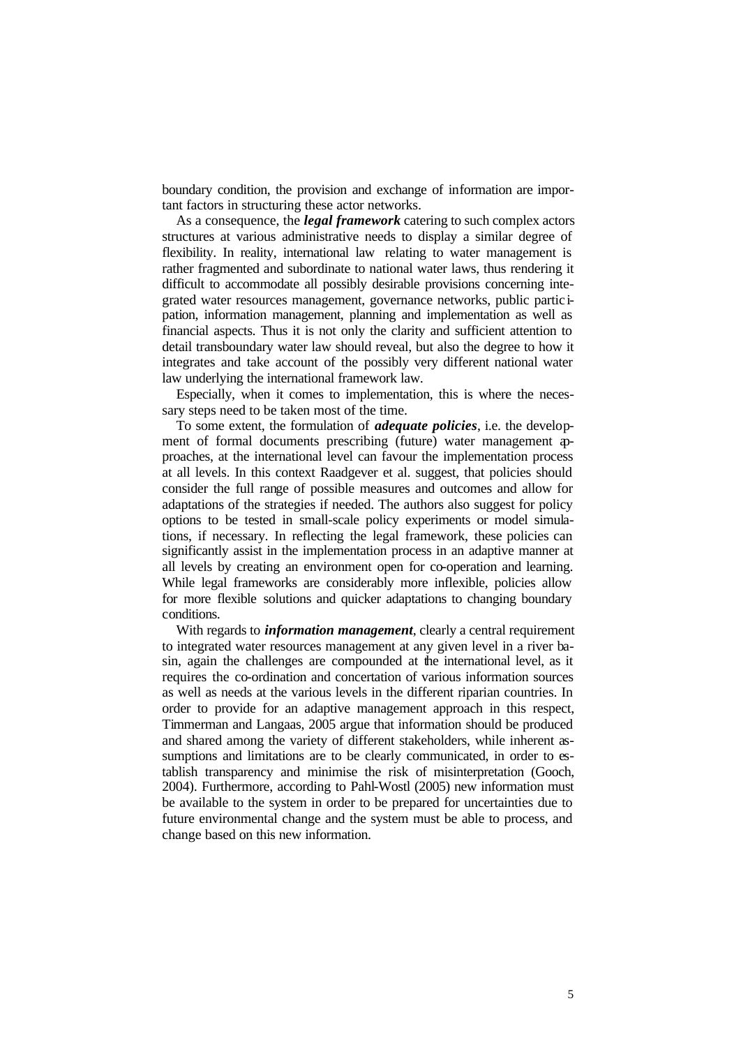boundary condition, the provision and exchange of information are important factors in structuring these actor networks.

As a consequence, the ***legal framework*** catering to such complex actors structures at various administrative needs to display a similar degree of flexibility. In reality, international law relating to water management is rather fragmented and subordinate to national water laws, thus rendering it difficult to accommodate all possibly desirable provisions concerning integrated water resources management, governance networks, public participation, information management, planning and implementation as well as financial aspects. Thus it is not only the clarity and sufficient attention to detail transboundary water law should reveal, but also the degree to how it integrates and take account of the possibly very different national water law underlying the international framework law.

Especially, when it comes to implementation, this is where the necessary steps need to be taken most of the time.

To some extent, the formulation of ***adequate policies***, i.e. the development of formal documents prescribing (future) water management approaches, at the international level can favour the implementation process at all levels. In this context Raadgever et al. suggest, that policies should consider the full range of possible measures and outcomes and allow for adaptations of the strategies if needed. The authors also suggest for policy options to be tested in small-scale policy experiments or model simulations, if necessary. In reflecting the legal framework, these policies can significantly assist in the implementation process in an adaptive manner at all levels by creating an environment open for co-operation and learning. While legal frameworks are considerably more inflexible, policies allow for more flexible solutions and quicker adaptations to changing boundary conditions.

With regards to ***information management***, clearly a central requirement to integrated water resources management at any given level in a river basin, again the challenges are compounded at the international level, as it requires the co-ordination and concertation of various information sources as well as needs at the various levels in the different riparian countries. In order to provide for an adaptive management approach in this respect, Timmerman and Langaas, 2005 argue that information should be produced and shared among the variety of different stakeholders, while inherent assumptions and limitations are to be clearly communicated, in order to establish transparency and minimise the risk of misinterpretation (Gooch, 2004). Furthermore, according to Pahl-Wostl (2005) new information must be available to the system in order to be prepared for uncertainties due to future environmental change and the system must be able to process, and change based on this new information.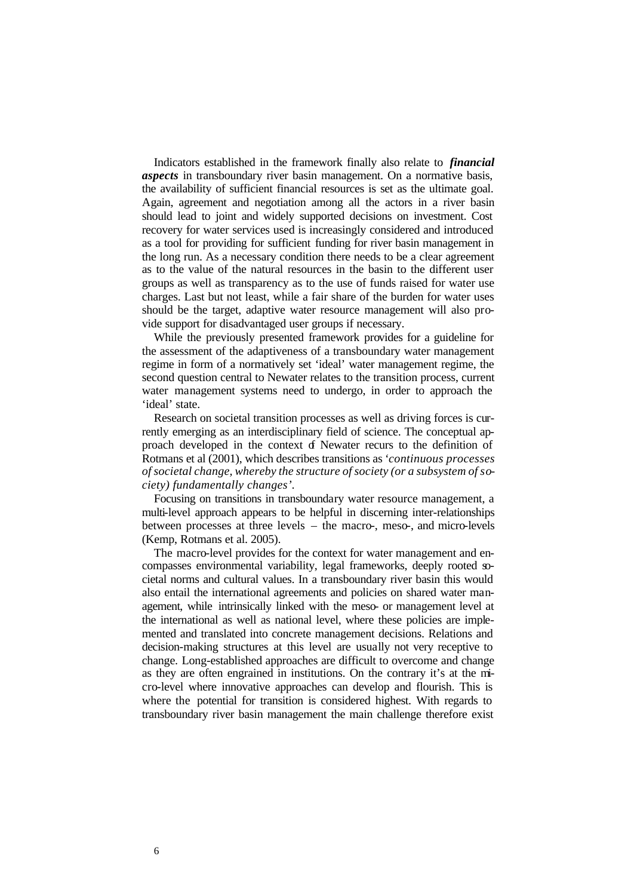Indicators established in the framework finally also relate to ***financial aspects*** in transboundary river basin management. On a normative basis, the availability of sufficient financial resources is set as the ultimate goal. Again, agreement and negotiation among all the actors in a river basin should lead to joint and widely supported decisions on investment. Cost recovery for water services used is increasingly considered and introduced as a tool for providing for sufficient funding for river basin management in the long run. As a necessary condition there needs to be a clear agreement as to the value of the natural resources in the basin to the different user groups as well as transparency as to the use of funds raised for water use charges. Last but not least, while a fair share of the burden for water uses should be the target, adaptive water resource management will also provide support for disadvantaged user groups if necessary.

While the previously presented framework provides for a guideline for the assessment of the adaptiveness of a transboundary water management regime in form of a normatively set 'ideal' water management regime, the second question central to Newater relates to the transition process, current water management systems need to undergo, in order to approach the 'ideal' state.

Research on societal transition processes as well as driving forces is currently emerging as an interdisciplinary field of science. The conceptual approach developed in the context of Newater recurs to the definition of Rotmans et al (2001), which describes transitions as '*continuous processes of societal change, whereby the structure of society (or a subsystem of society) fundamentally changes'*.

Focusing on transitions in transboundary water resource management, a multi-level approach appears to be helpful in discerning inter-relationships between processes at three levels – the macro-, meso-, and micro-levels (Kemp, Rotmans et al. 2005).

The macro-level provides for the context for water management and encompasses environmental variability, legal frameworks, deeply rooted societal norms and cultural values. In a transboundary river basin this would also entail the international agreements and policies on shared water management, while intrinsically linked with the meso- or management level at the international as well as national level, where these policies are implemented and translated into concrete management decisions. Relations and decision-making structures at this level are usually not very receptive to change. Long-established approaches are difficult to overcome and change as they are often engrained in institutions. On the contrary it's at the micro-level where innovative approaches can develop and flourish. This is where the potential for transition is considered highest. With regards to transboundary river basin management the main challenge therefore exist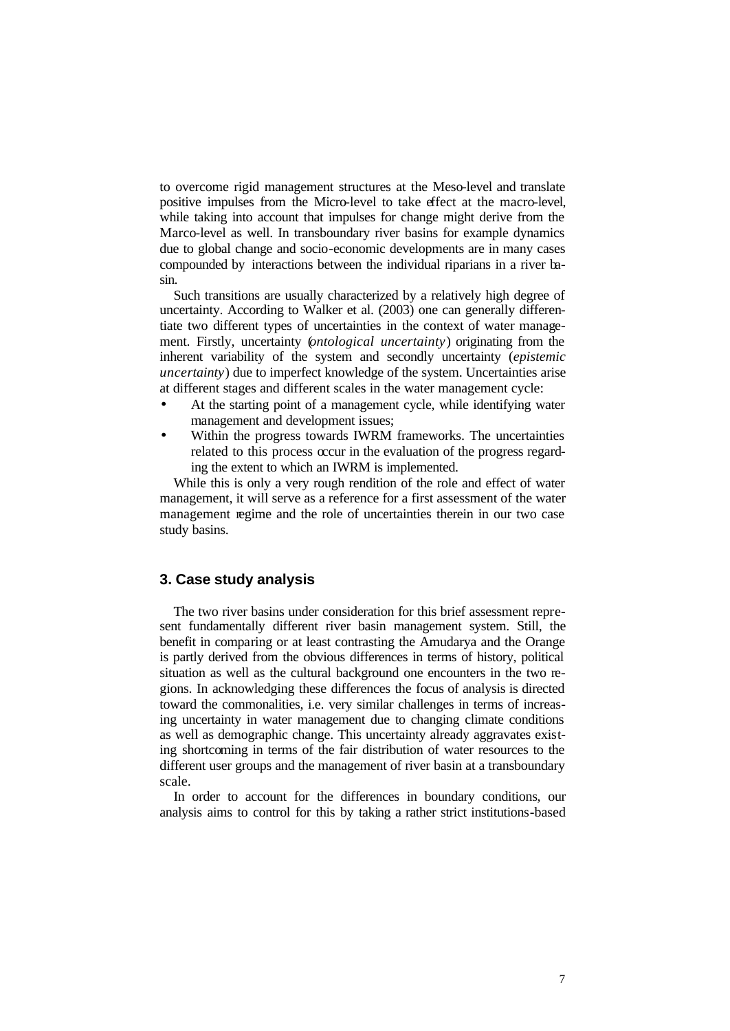to overcome rigid management structures at the Meso-level and translate positive impulses from the Micro-level to take effect at the macro-level, while taking into account that impulses for change might derive from the Marco-level as well. In transboundary river basins for example dynamics due to global change and socio-economic developments are in many cases compounded by interactions between the individual riparians in a river basin.

Such transitions are usually characterized by a relatively high degree of uncertainty. According to Walker et al. (2003) one can generally differentiate two different types of uncertainties in the context of water management. Firstly, uncertainty (*ontological uncertainty*) originating from the inherent variability of the system and secondly uncertainty (*epistemic uncertainty*) due to imperfect knowledge of the system. Uncertainties arise at different stages and different scales in the water management cycle:

- At the starting point of a management cycle, while identifying water management and development issues;
- Within the progress towards IWRM frameworks. The uncertainties related to this process occur in the evaluation of the progress regarding the extent to which an IWRM is implemented.

While this is only a very rough rendition of the role and effect of water management, it will serve as a reference for a first assessment of the water management regime and the role of uncertainties therein in our two case study basins.

## 3. Case study analysis

The two river basins under consideration for this brief assessment represent fundamentally different river basin management system. Still, the benefit in comparing or at least contrasting the Amudarya and the Orange is partly derived from the obvious differences in terms of history, political situation as well as the cultural background one encounters in the two regions. In acknowledging these differences the focus of analysis is directed toward the commonalities, i.e. very similar challenges in terms of increasing uncertainty in water management due to changing climate conditions as well as demographic change. This uncertainty already aggravates existing shortcoming in terms of the fair distribution of water resources to the different user groups and the management of river basin at a transboundary scale.

In order to account for the differences in boundary conditions, our analysis aims to control for this by taking a rather strict institutions-based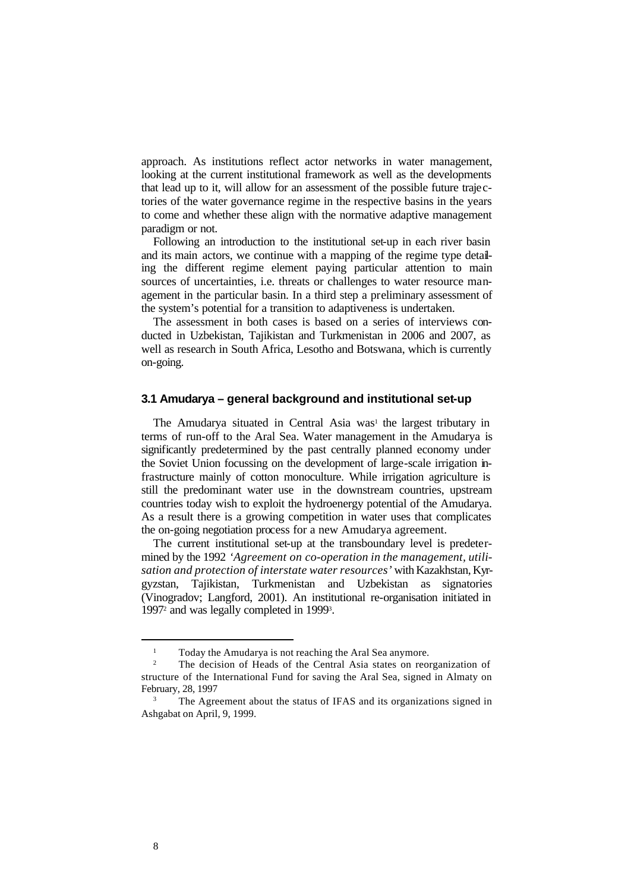approach. As institutions reflect actor networks in water management, looking at the current institutional framework as well as the developments that lead up to it, will allow for an assessment of the possible future trajectories of the water governance regime in the respective basins in the years to come and whether these align with the normative adaptive management paradigm or not.

Following an introduction to the institutional set-up in each river basin and its main actors, we continue with a mapping of the regime type detailing the different regime element paying particular attention to main sources of uncertainties, i.e. threats or challenges to water resource management in the particular basin. In a third step a preliminary assessment of the system's potential for a transition to adaptiveness is undertaken.

The assessment in both cases is based on a series of interviews conducted in Uzbekistan, Tajikistan and Turkmenistan in 2006 and 2007, as well as research in South Africa, Lesotho and Botswana, which is currently on-going.

### 3.1 Amudarya – general background and institutional set-up

The Amudarya situated in Central Asia was[1] the largest tributary in terms of run-off to the Aral Sea. Water management in the Amudarya is significantly predetermined by the past centrally planned economy under the Soviet Union focussing on the development of large-scale irrigation infrastructure mainly of cotton monoculture. While irrigation agriculture is still the predominant water use in the downstream countries, upstream countries today wish to exploit the hydroenergy potential of the Amudarya. As a result there is a growing competition in water uses that complicates the on-going negotiation process for a new Amudarya agreement.

The current institutional set-up at the transboundary level is predetermined by the 1992 *'Agreement on co-operation in the management, utilisation and protection of interstate water resources'* with Kazakhstan, Kyrgyzstan, Tajikistan, Turkmenistan and Uzbekistan as signatories (Vinogradov; Langford, 2001). An institutional re-organisation initiated in 1997[2] and was legally completed in 1999[3].

---

[1] Today the Amudarya is not reaching the Aral Sea anymore.

[2] The decision of Heads of the Central Asia states on reorganization of structure of the International Fund for saving the Aral Sea, signed in Almaty on February, 28, 1997

[3] The Agreement about the status of IFAS and its organizations signed in Ashgabat on April, 9, 1999.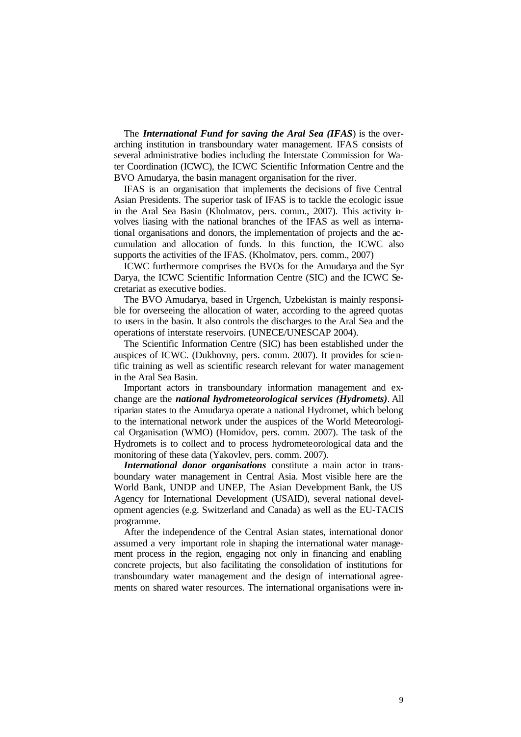The ***International Fund for saving the Aral Sea (IFAS***) is the overarching institution in transboundary water management. IFAS consists of several administrative bodies including the Interstate Commission for Water Coordination (ICWC), the ICWC Scientific Information Centre and the BVO Amudarya, the basin managent organisation for the river.

IFAS is an organisation that implements the decisions of five Central Asian Presidents. The superior task of IFAS is to tackle the ecologic issue in the Aral Sea Basin (Kholmatov, pers. comm., 2007). This activity involves liasing with the national branches of the IFAS as well as international organisations and donors, the implementation of projects and the accumulation and allocation of funds. In this function, the ICWC also supports the activities of the IFAS. (Kholmatov, pers. comm., 2007)

ICWC furthermore comprises the BVOs for the Amudarya and the Syr Darya, the ICWC Scientific Information Centre (SIC) and the ICWC Secretariat as executive bodies.

The BVO Amudarya, based in Urgench, Uzbekistan is mainly responsible for overseeing the allocation of water, according to the agreed quotas to users in the basin. It also controls the discharges to the Aral Sea and the operations of interstate reservoirs. (UNECE/UNESCAP 2004).

The Scientific Information Centre (SIC) has been established under the auspices of ICWC. (Dukhovny, pers. comm. 2007). It provides for scientific training as well as scientific research relevant for water management in the Aral Sea Basin.

Important actors in transboundary information management and exchange are the ***national hydrometeorological services (Hydromets)***. All riparian states to the Amudarya operate a national Hydromet, which belong to the international network under the auspices of the World Meteorological Organisation (WMO) (Homidov, pers. comm. 2007). The task of the Hydromets is to collect and to process hydrometeorological data and the monitoring of these data (Yakovlev, pers. comm. 2007).

***International donor organisations*** constitute a main actor in transboundary water management in Central Asia. Most visible here are the World Bank, UNDP and UNEP, The Asian Development Bank, the US Agency for International Development (USAID), several national development agencies (e.g. Switzerland and Canada) as well as the EU-TACIS programme.

After the independence of the Central Asian states, international donor assumed a very important role in shaping the international water management process in the region, engaging not only in financing and enabling concrete projects, but also facilitating the consolidation of institutions for transboundary water management and the design of international agreements on shared water resources. The international organisations were in-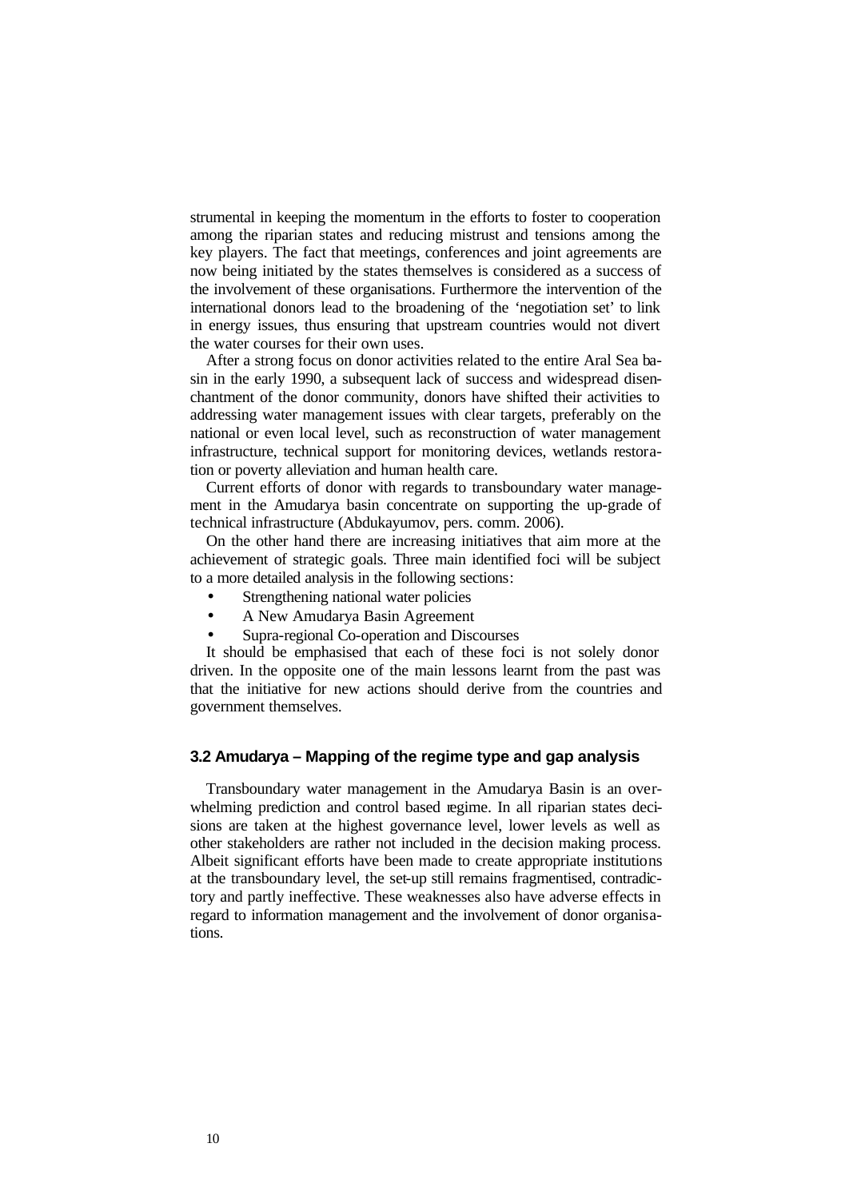strumental in keeping the momentum in the efforts to foster to cooperation among the riparian states and reducing mistrust and tensions among the key players. The fact that meetings, conferences and joint agreements are now being initiated by the states themselves is considered as a success of the involvement of these organisations. Furthermore the intervention of the international donors lead to the broadening of the 'negotiation set' to link in energy issues, thus ensuring that upstream countries would not divert the water courses for their own uses.

After a strong focus on donor activities related to the entire Aral Sea basin in the early 1990, a subsequent lack of success and widespread disenchantment of the donor community, donors have shifted their activities to addressing water management issues with clear targets, preferably on the national or even local level, such as reconstruction of water management infrastructure, technical support for monitoring devices, wetlands restoration or poverty alleviation and human health care.

Current efforts of donor with regards to transboundary water management in the Amudarya basin concentrate on supporting the up-grade of technical infrastructure (Abdukayumov, pers. comm. 2006).

On the other hand there are increasing initiatives that aim more at the achievement of strategic goals. Three main identified foci will be subject to a more detailed analysis in the following sections:

- Strengthening national water policies
- A New Amudarya Basin Agreement
- Supra-regional Co-operation and Discourses

It should be emphasised that each of these foci is not solely donor driven. In the opposite one of the main lessons learnt from the past was that the initiative for new actions should derive from the countries and government themselves.

### 3.2 Amudarya – Mapping of the regime type and gap analysis

Transboundary water management in the Amudarya Basin is an overwhelming prediction and control based regime. In all riparian states decisions are taken at the highest governance level, lower levels as well as other stakeholders are rather not included in the decision making process. Albeit significant efforts have been made to create appropriate institutions at the transboundary level, the set-up still remains fragmentised, contradictory and partly ineffective. These weaknesses also have adverse effects in regard to information management and the involvement of donor organisations.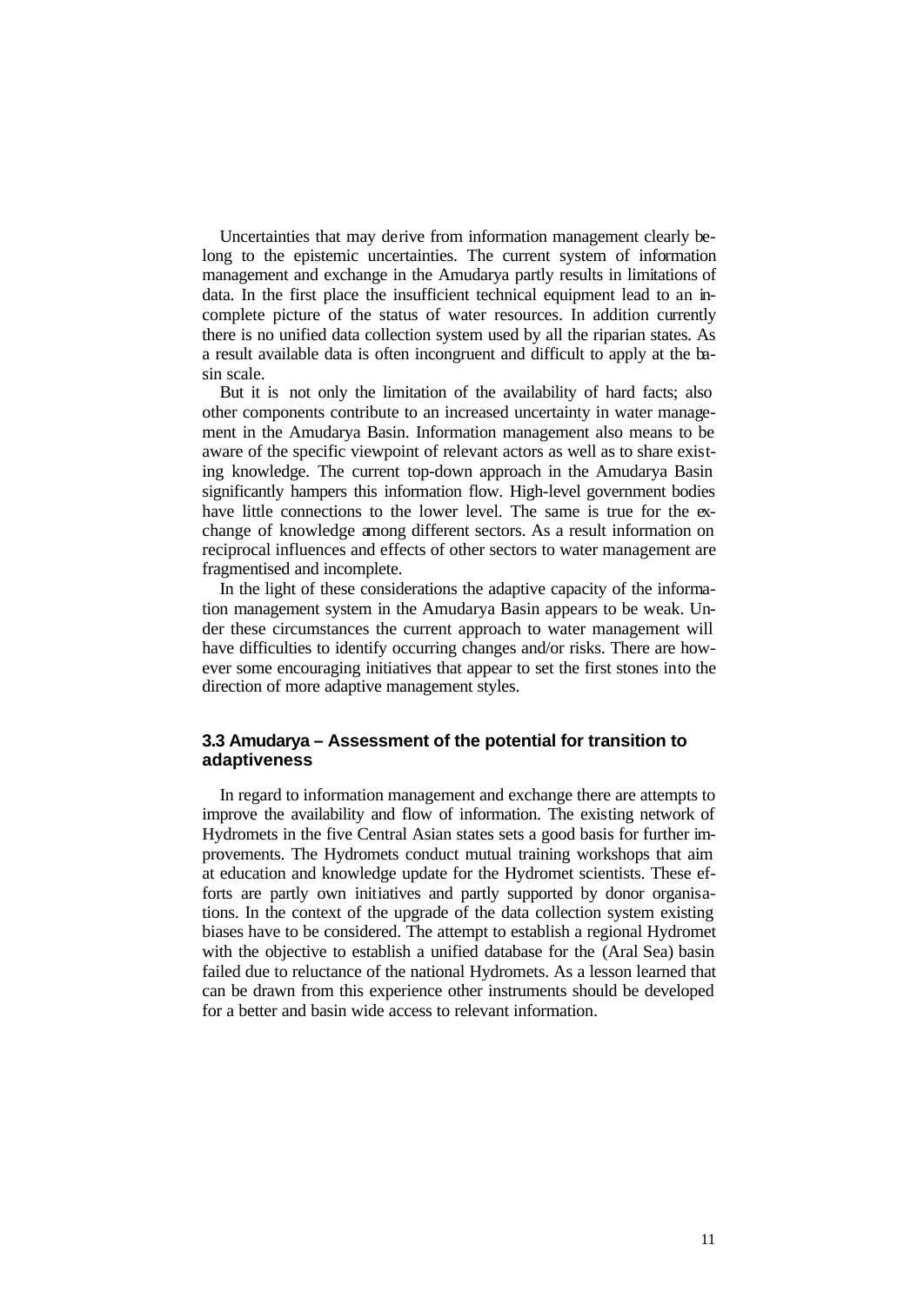Uncertainties that may derive from information management clearly belong to the epistemic uncertainties. The current system of information management and exchange in the Amudarya partly results in limitations of data. In the first place the insufficient technical equipment lead to an incomplete picture of the status of water resources. In addition currently there is no unified data collection system used by all the riparian states. As a result available data is often incongruent and difficult to apply at the basin scale.

But it is not only the limitation of the availability of hard facts; also other components contribute to an increased uncertainty in water management in the Amudarya Basin. Information management also means to be aware of the specific viewpoint of relevant actors as well as to share existing knowledge. The current top-down approach in the Amudarya Basin significantly hampers this information flow. High-level government bodies have little connections to the lower level. The same is true for the exchange of knowledge among different sectors. As a result information on reciprocal influences and effects of other sectors to water management are fragmentised and incomplete.

In the light of these considerations the adaptive capacity of the information management system in the Amudarya Basin appears to be weak. Under these circumstances the current approach to water management will have difficulties to identify occurring changes and/or risks. There are however some encouraging initiatives that appear to set the first stones into the direction of more adaptive management styles.

### 3.3 Amudarya – Assessment of the potential for transition to adaptiveness

In regard to information management and exchange there are attempts to improve the availability and flow of information. The existing network of Hydromets in the five Central Asian states sets a good basis for further improvements. The Hydromets conduct mutual training workshops that aim at education and knowledge update for the Hydromet scientists. These efforts are partly own initiatives and partly supported by donor organisations. In the context of the upgrade of the data collection system existing biases have to be considered. The attempt to establish a regional Hydromet with the objective to establish a unified database for the (Aral Sea) basin failed due to reluctance of the national Hydromets. As a lesson learned that can be drawn from this experience other instruments should be developed for a better and basin wide access to relevant information.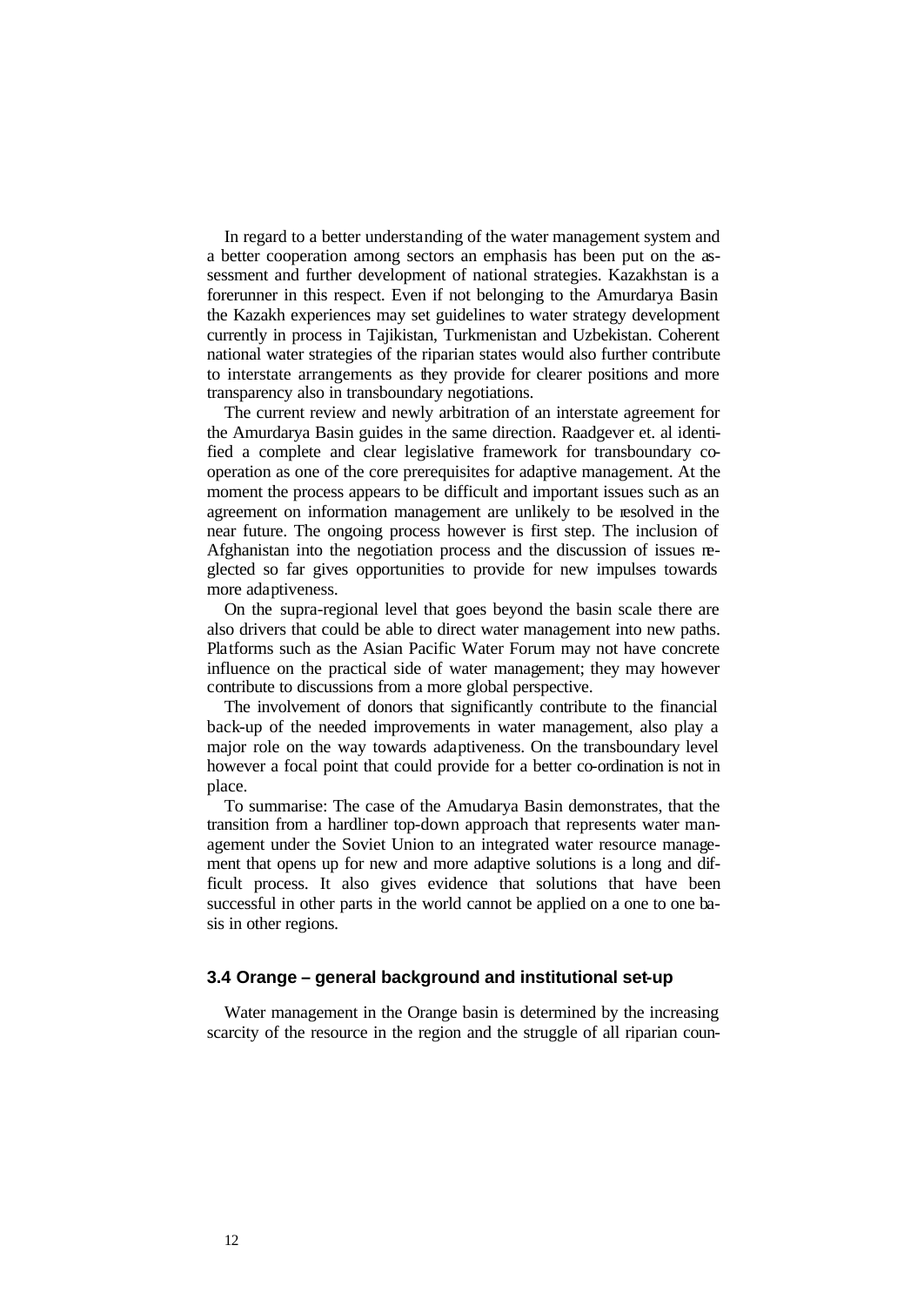In regard to a better understanding of the water management system and a better cooperation among sectors an emphasis has been put on the assessment and further development of national strategies. Kazakhstan is a forerunner in this respect. Even if not belonging to the Amurdarya Basin the Kazakh experiences may set guidelines to water strategy development currently in process in Tajikistan, Turkmenistan and Uzbekistan. Coherent national water strategies of the riparian states would also further contribute to interstate arrangements as they provide for clearer positions and more transparency also in transboundary negotiations.

The current review and newly arbitration of an interstate agreement for the Amurdarya Basin guides in the same direction. Raadgever et. al identified a complete and clear legislative framework for transboundary cooperation as one of the core prerequisites for adaptive management. At the moment the process appears to be difficult and important issues such as an agreement on information management are unlikely to be resolved in the near future. The ongoing process however is first step. The inclusion of Afghanistan into the negotiation process and the discussion of issues neglected so far gives opportunities to provide for new impulses towards more adaptiveness.

On the supra-regional level that goes beyond the basin scale there are also drivers that could be able to direct water management into new paths. Platforms such as the Asian Pacific Water Forum may not have concrete influence on the practical side of water management; they may however contribute to discussions from a more global perspective.

The involvement of donors that significantly contribute to the financial back-up of the needed improvements in water management, also play a major role on the way towards adaptiveness. On the transboundary level however a focal point that could provide for a better co-ordination is not in place.

To summarise: The case of the Amudarya Basin demonstrates, that the transition from a hardliner top-down approach that represents water management under the Soviet Union to an integrated water resource management that opens up for new and more adaptive solutions is a long and difficult process. It also gives evidence that solutions that have been successful in other parts in the world cannot be applied on a one to one basis in other regions.

### 3.4 Orange – general background and institutional set-up

Water management in the Orange basin is determined by the increasing scarcity of the resource in the region and the struggle of all riparian coun-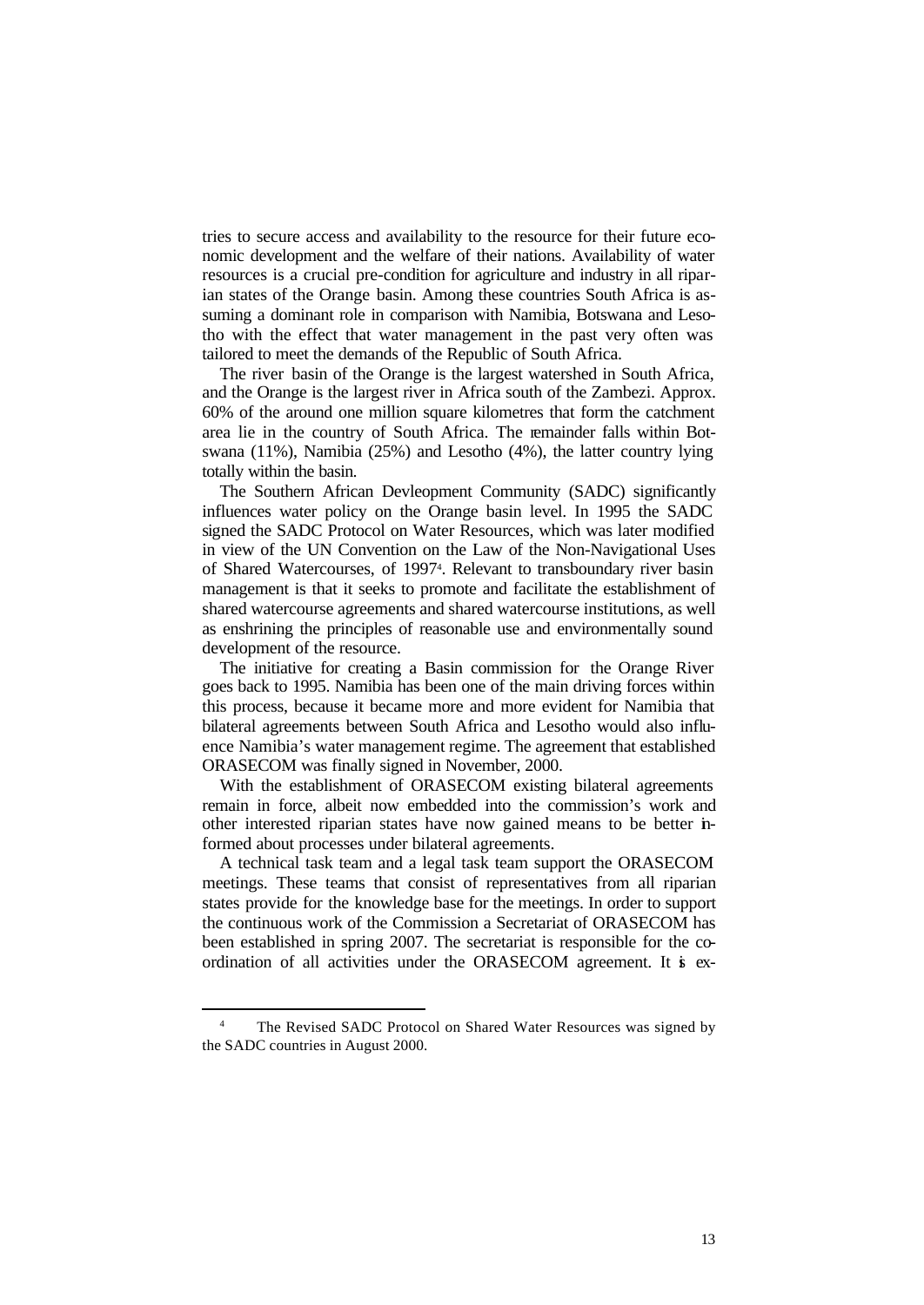tries to secure access and availability to the resource for their future economic development and the welfare of their nations. Availability of water resources is a crucial pre-condition for agriculture and industry in all riparian states of the Orange basin. Among these countries South Africa is assuming a dominant role in comparison with Namibia, Botswana and Lesotho with the effect that water management in the past very often was tailored to meet the demands of the Republic of South Africa.

The river basin of the Orange is the largest watershed in South Africa, and the Orange is the largest river in Africa south of the Zambezi. Approx. 60% of the around one million square kilometres that form the catchment area lie in the country of South Africa. The remainder falls within Botswana (11%), Namibia (25%) and Lesotho (4%), the latter country lying totally within the basin.

The Southern African Devleopment Community (SADC) significantly influences water policy on the Orange basin level. In 1995 the SADC signed the SADC Protocol on Water Resources, which was later modified in view of the UN Convention on the Law of the Non-Navigational Uses of Shared Watercourses, of 1997[4]. Relevant to transboundary river basin management is that it seeks to promote and facilitate the establishment of shared watercourse agreements and shared watercourse institutions, as well as enshrining the principles of reasonable use and environmentally sound development of the resource.

The initiative for creating a Basin commission for the Orange River goes back to 1995. Namibia has been one of the main driving forces within this process, because it became more and more evident for Namibia that bilateral agreements between South Africa and Lesotho would also influence Namibia's water management regime. The agreement that established ORASECOM was finally signed in November, 2000.

With the establishment of ORASECOM existing bilateral agreements remain in force, albeit now embedded into the commission's work and other interested riparian states have now gained means to be better informed about processes under bilateral agreements.

A technical task team and a legal task team support the ORASECOM meetings. These teams that consist of representatives from all riparian states provide for the knowledge base for the meetings. In order to support the continuous work of the Commission a Secretariat of ORASECOM has been established in spring 2007. The secretariat is responsible for the coordination of all activities under the ORASECOM agreement. It is ex-

[4] The Revised SADC Protocol on Shared Water Resources was signed by the SADC countries in August 2000.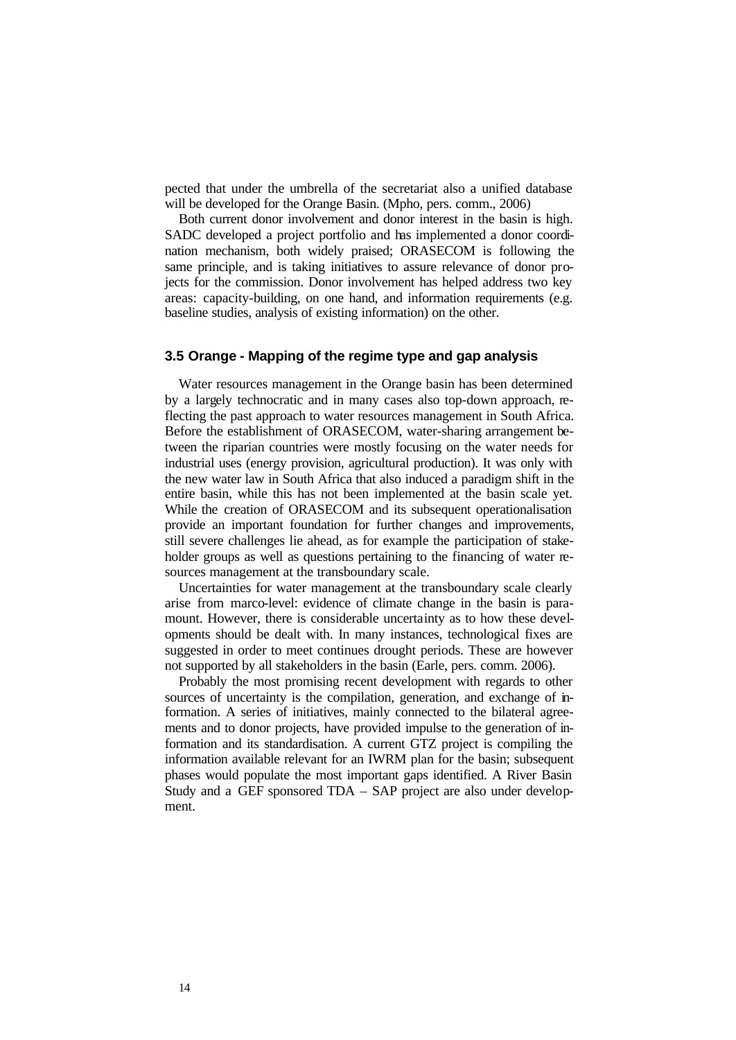pected that under the umbrella of the secretariat also a unified database will be developed for the Orange Basin. (Mpho, pers. comm., 2006)

Both current donor involvement and donor interest in the basin is high. SADC developed a project portfolio and has implemented a donor coordination mechanism, both widely praised; ORASECOM is following the same principle, and is taking initiatives to assure relevance of donor projects for the commission. Donor involvement has helped address two key areas: capacity-building, on one hand, and information requirements (e.g. baseline studies, analysis of existing information) on the other.

### 3.5 Orange - Mapping of the regime type and gap analysis

Water resources management in the Orange basin has been determined by a largely technocratic and in many cases also top-down approach, reflecting the past approach to water resources management in South Africa. Before the establishment of ORASECOM, water-sharing arrangement between the riparian countries were mostly focusing on the water needs for industrial uses (energy provision, agricultural production). It was only with the new water law in South Africa that also induced a paradigm shift in the entire basin, while this has not been implemented at the basin scale yet. While the creation of ORASECOM and its subsequent operationalisation provide an important foundation for further changes and improvements, still severe challenges lie ahead, as for example the participation of stakeholder groups as well as questions pertaining to the financing of water resources management at the transboundary scale.

Uncertainties for water management at the transboundary scale clearly arise from marco-level: evidence of climate change in the basin is paramount. However, there is considerable uncertainty as to how these developments should be dealt with. In many instances, technological fixes are suggested in order to meet continues drought periods. These are however not supported by all stakeholders in the basin (Earle, pers. comm. 2006).

Probably the most promising recent development with regards to other sources of uncertainty is the compilation, generation, and exchange of information. A series of initiatives, mainly connected to the bilateral agreements and to donor projects, have provided impulse to the generation of information and its standardisation. A current GTZ project is compiling the information available relevant for an IWRM plan for the basin; subsequent phases would populate the most important gaps identified. A River Basin Study and a GEF sponsored TDA – SAP project are also under development.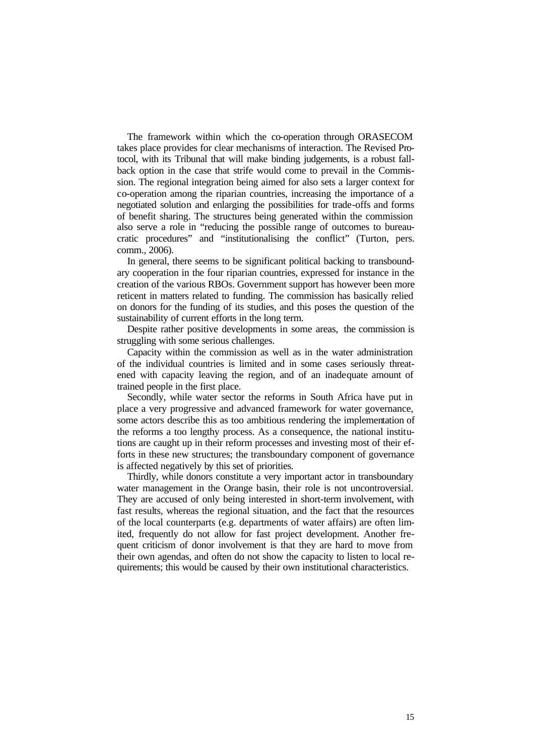The framework within which the co-operation through ORASECOM takes place provides for clear mechanisms of interaction. The Revised Protocol, with its Tribunal that will make binding judgements, is a robust fallback option in the case that strife would come to prevail in the Commission. The regional integration being aimed for also sets a larger context for co-operation among the riparian countries, increasing the importance of a negotiated solution and enlarging the possibilities for trade-offs and forms of benefit sharing. The structures being generated within the commission also serve a role in "reducing the possible range of outcomes to bureaucratic procedures" and "institutionalising the conflict" (Turton, pers. comm., 2006).

In general, there seems to be significant political backing to transboundary cooperation in the four riparian countries, expressed for instance in the creation of the various RBOs. Government support has however been more reticent in matters related to funding. The commission has basically relied on donors for the funding of its studies, and this poses the question of the sustainability of current efforts in the long term.

Despite rather positive developments in some areas, the commission is struggling with some serious challenges.

Capacity within the commission as well as in the water administration of the individual countries is limited and in some cases seriously threatened with capacity leaving the region, and of an inadequate amount of trained people in the first place.

Secondly, while water sector the reforms in South Africa have put in place a very progressive and advanced framework for water governance, some actors describe this as too ambitious rendering the implementation of the reforms a too lengthy process. As a consequence, the national institutions are caught up in their reform processes and investing most of their efforts in these new structures; the transboundary component of governance is affected negatively by this set of priorities.

Thirdly, while donors constitute a very important actor in transboundary water management in the Orange basin, their role is not uncontroversial. They are accused of only being interested in short-term involvement, with fast results, whereas the regional situation, and the fact that the resources of the local counterparts (e.g. departments of water affairs) are often limited, frequently do not allow for fast project development. Another frequent criticism of donor involvement is that they are hard to move from their own agendas, and often do not show the capacity to listen to local requirements; this would be caused by their own institutional characteristics.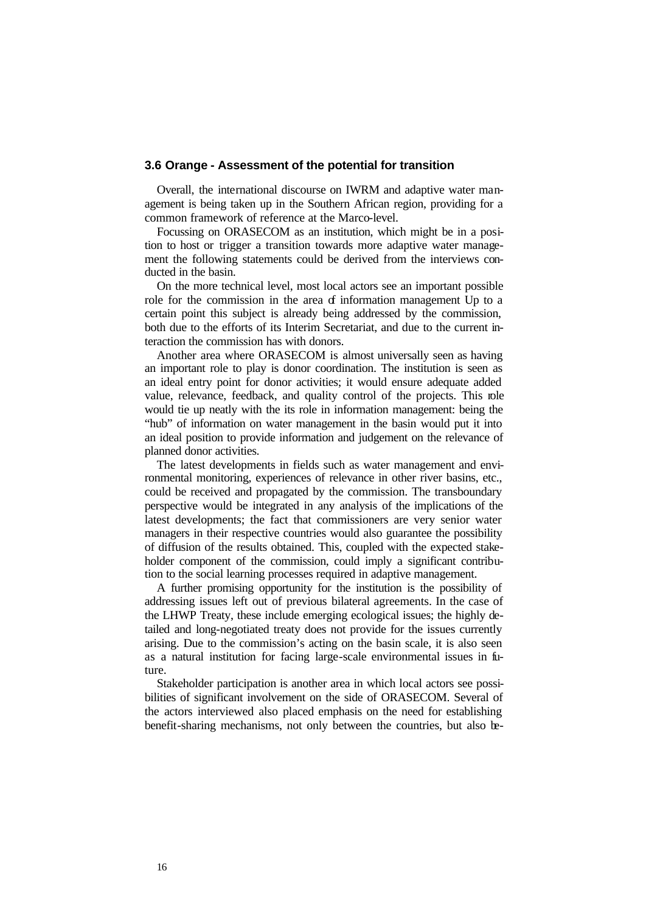### 3.6 Orange - Assessment of the potential for transition

Overall, the international discourse on IWRM and adaptive water management is being taken up in the Southern African region, providing for a common framework of reference at the Marco-level.

Focussing on ORASECOM as an institution, which might be in a position to host or trigger a transition towards more adaptive water management the following statements could be derived from the interviews conducted in the basin.

On the more technical level, most local actors see an important possible role for the commission in the area of information management Up to a certain point this subject is already being addressed by the commission, both due to the efforts of its Interim Secretariat, and due to the current interaction the commission has with donors.

Another area where ORASECOM is almost universally seen as having an important role to play is donor coordination. The institution is seen as an ideal entry point for donor activities; it would ensure adequate added value, relevance, feedback, and quality control of the projects. This role would tie up neatly with the its role in information management: being the "hub" of information on water management in the basin would put it into an ideal position to provide information and judgement on the relevance of planned donor activities.

The latest developments in fields such as water management and environmental monitoring, experiences of relevance in other river basins, etc., could be received and propagated by the commission. The transboundary perspective would be integrated in any analysis of the implications of the latest developments; the fact that commissioners are very senior water managers in their respective countries would also guarantee the possibility of diffusion of the results obtained. This, coupled with the expected stakeholder component of the commission, could imply a significant contribution to the social learning processes required in adaptive management.

A further promising opportunity for the institution is the possibility of addressing issues left out of previous bilateral agreements. In the case of the LHWP Treaty, these include emerging ecological issues; the highly detailed and long-negotiated treaty does not provide for the issues currently arising. Due to the commission's acting on the basin scale, it is also seen as a natural institution for facing large-scale environmental issues in future.

Stakeholder participation is another area in which local actors see possibilities of significant involvement on the side of ORASECOM. Several of the actors interviewed also placed emphasis on the need for establishing benefit-sharing mechanisms, not only between the countries, but also be-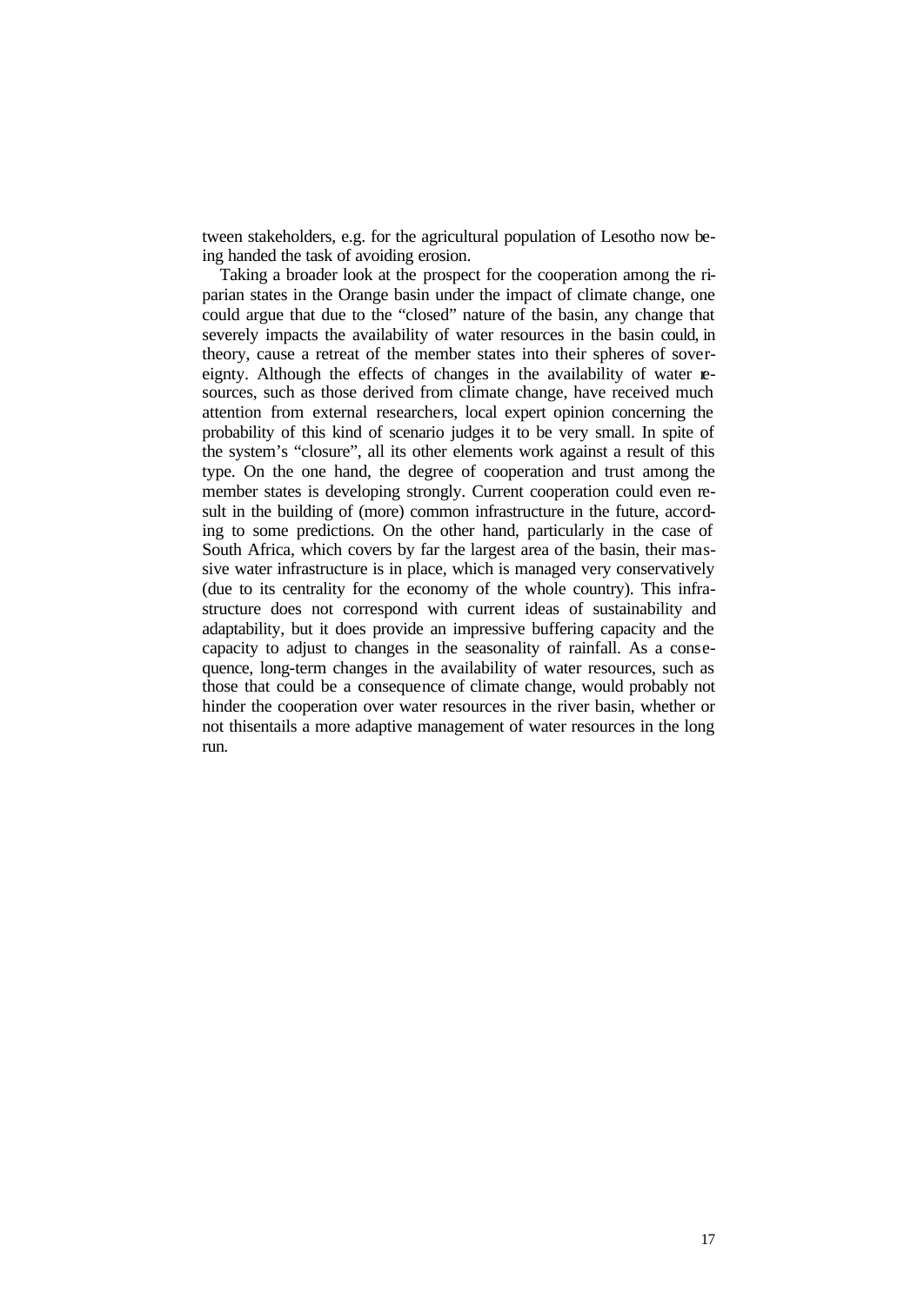tween stakeholders, e.g. for the agricultural population of Lesotho now being handed the task of avoiding erosion.

Taking a broader look at the prospect for the cooperation among the riparian states in the Orange basin under the impact of climate change, one could argue that due to the "closed" nature of the basin, any change that severely impacts the availability of water resources in the basin could, in theory, cause a retreat of the member states into their spheres of sovereignty. Although the effects of changes in the availability of water resources, such as those derived from climate change, have received much attention from external researchers, local expert opinion concerning the probability of this kind of scenario judges it to be very small. In spite of the system's "closure", all its other elements work against a result of this type. On the one hand, the degree of cooperation and trust among the member states is developing strongly. Current cooperation could even result in the building of (more) common infrastructure in the future, according to some predictions. On the other hand, particularly in the case of South Africa, which covers by far the largest area of the basin, their massive water infrastructure is in place, which is managed very conservatively (due to its centrality for the economy of the whole country). This infrastructure does not correspond with current ideas of sustainability and adaptability, but it does provide an impressive buffering capacity and the capacity to adjust to changes in the seasonality of rainfall. As a consequence, long-term changes in the availability of water resources, such as those that could be a consequence of climate change, would probably not hinder the cooperation over water resources in the river basin, whether or not thisentails a more adaptive management of water resources in the long run.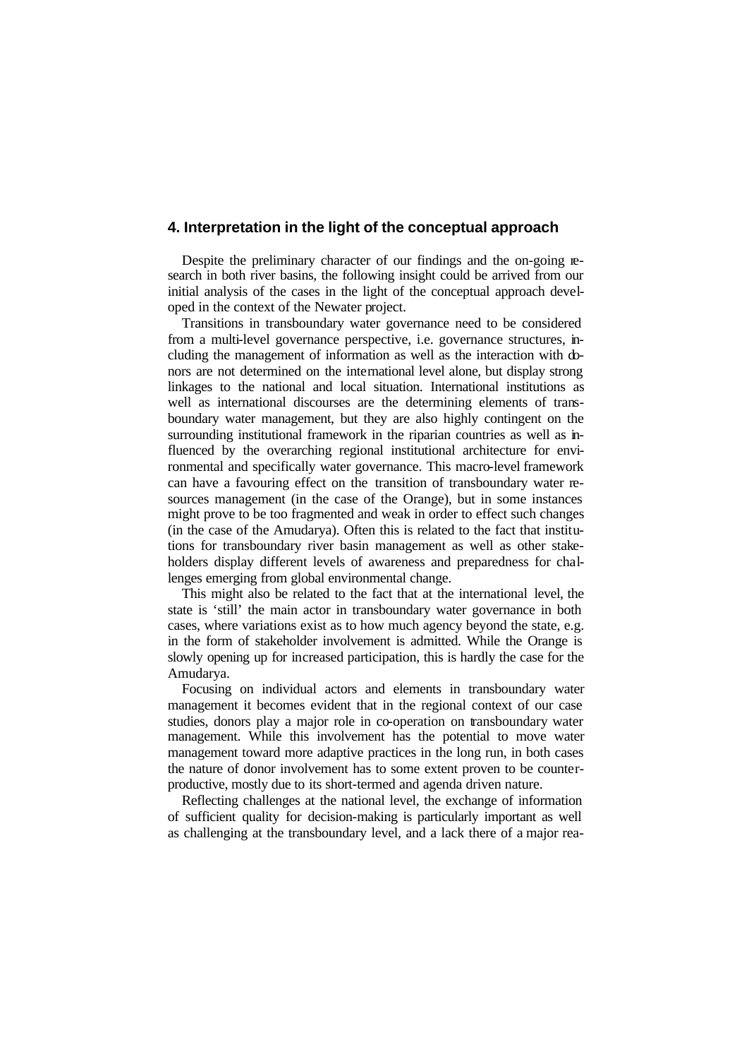## 4. Interpretation in the light of the conceptual approach

Despite the preliminary character of our findings and the on-going research in both river basins, the following insight could be arrived from our initial analysis of the cases in the light of the conceptual approach developed in the context of the Newater project.

Transitions in transboundary water governance need to be considered from a multi-level governance perspective, i.e. governance structures, including the management of information as well as the interaction with donors are not determined on the international level alone, but display strong linkages to the national and local situation. International institutions as well as international discourses are the determining elements of transboundary water management, but they are also highly contingent on the surrounding institutional framework in the riparian countries as well as influenced by the overarching regional institutional architecture for environmental and specifically water governance. This macro-level framework can have a favouring effect on the transition of transboundary water resources management (in the case of the Orange), but in some instances might prove to be too fragmented and weak in order to effect such changes (in the case of the Amudarya). Often this is related to the fact that institutions for transboundary river basin management as well as other stakeholders display different levels of awareness and preparedness for challenges emerging from global environmental change.

This might also be related to the fact that at the international level, the state is 'still' the main actor in transboundary water governance in both cases, where variations exist as to how much agency beyond the state, e.g. in the form of stakeholder involvement is admitted. While the Orange is slowly opening up for increased participation, this is hardly the case for the Amudarya.

Focusing on individual actors and elements in transboundary water management it becomes evident that in the regional context of our case studies, donors play a major role in co-operation on transboundary water management. While this involvement has the potential to move water management toward more adaptive practices in the long run, in both cases the nature of donor involvement has to some extent proven to be counterproductive, mostly due to its short-termed and agenda driven nature.

Reflecting challenges at the national level, the exchange of information of sufficient quality for decision-making is particularly important as well as challenging at the transboundary level, and a lack there of a major rea-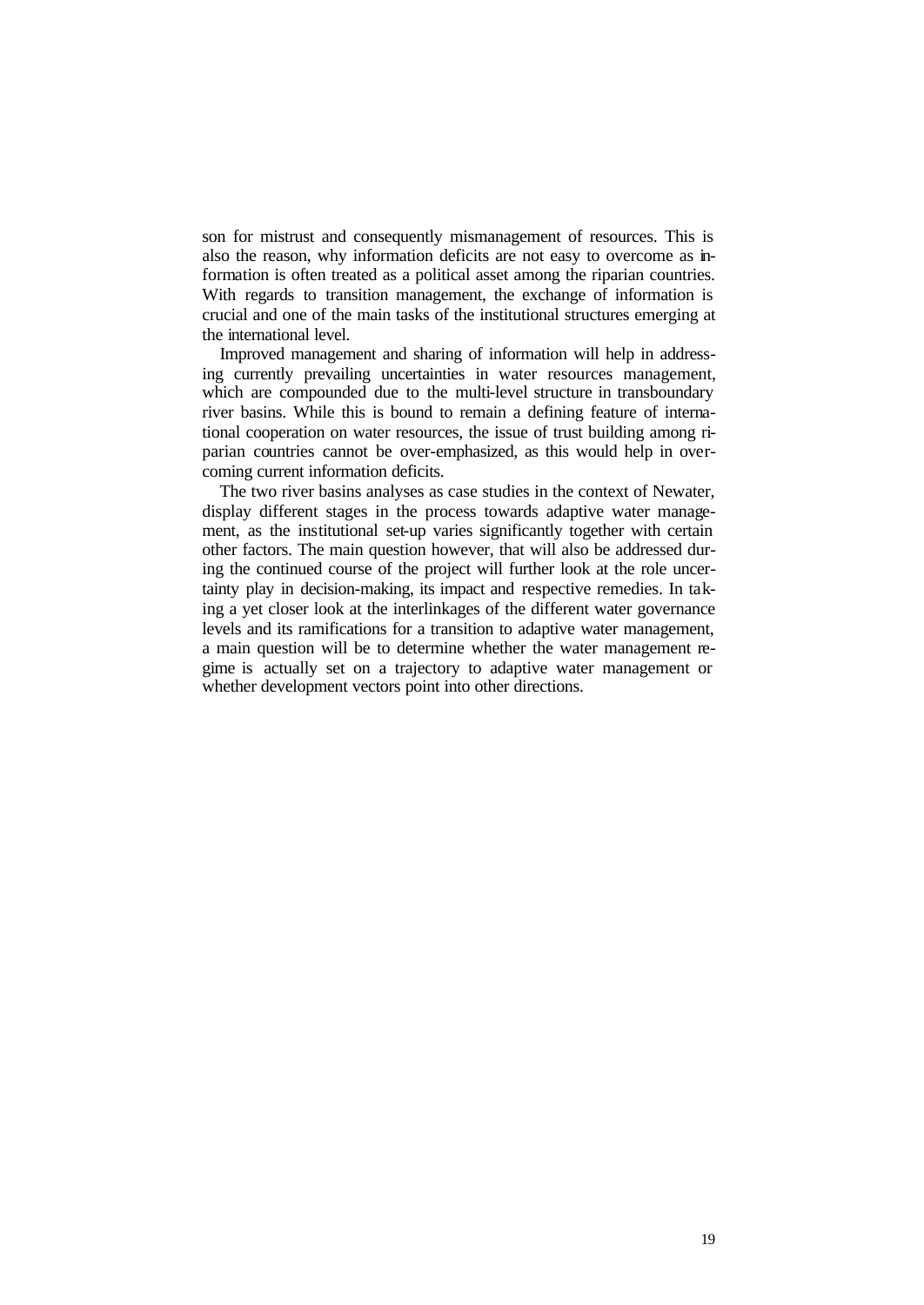son for mistrust and consequently mismanagement of resources. This is also the reason, why information deficits are not easy to overcome as information is often treated as a political asset among the riparian countries. With regards to transition management, the exchange of information is crucial and one of the main tasks of the institutional structures emerging at the international level.

Improved management and sharing of information will help in addressing currently prevailing uncertainties in water resources management, which are compounded due to the multi-level structure in transboundary river basins. While this is bound to remain a defining feature of international cooperation on water resources, the issue of trust building among riparian countries cannot be over-emphasized, as this would help in overcoming current information deficits.

The two river basins analyses as case studies in the context of Newater, display different stages in the process towards adaptive water management, as the institutional set-up varies significantly together with certain other factors. The main question however, that will also be addressed during the continued course of the project will further look at the role uncertainty play in decision-making, its impact and respective remedies. In taking a yet closer look at the interlinkages of the different water governance levels and its ramifications for a transition to adaptive water management, a main question will be to determine whether the water management regime is actually set on a trajectory to adaptive water management or whether development vectors point into other directions.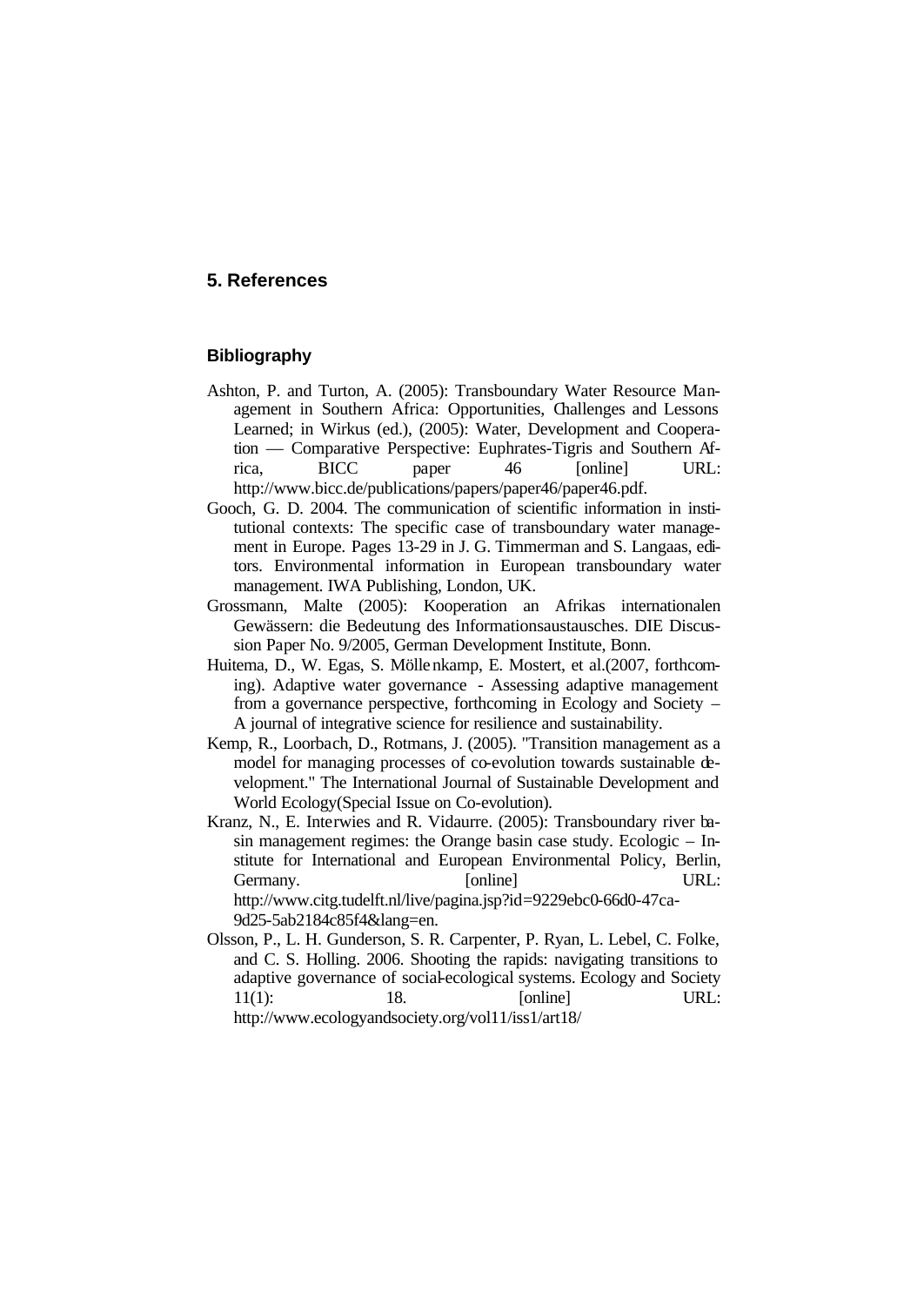## 5. References

### Bibliography

Ashton, P. and Turton, A. (2005): Transboundary Water Resource Management in Southern Africa: Opportunities, Challenges and Lessons Learned; in Wirkus (ed.), (2005): Water, Development and Cooperation — Comparative Perspective: Euphrates-Tigris and Southern Africa, BICC paper 46 [online] URL: http://www.bicc.de/publications/papers/paper46/paper46.pdf.

Gooch, G. D. 2004. The communication of scientific information in institutional contexts: The specific case of transboundary water management in Europe. Pages 13-29 in J. G. Timmerman and S. Langaas, editors. Environmental information in European transboundary water management. IWA Publishing, London, UK.

Grossmann, Malte (2005): Kooperation an Afrikas internationalen Gewässern: die Bedeutung des Informationsaustausches. DIE Discussion Paper No. 9/2005, German Development Institute, Bonn.

Huitema, D., W. Egas, S. Möllenkamp, E. Mostert, et al.(2007, forthcoming). Adaptive water governance - Assessing adaptive management from a governance perspective, forthcoming in Ecology and Society – A journal of integrative science for resilience and sustainability.

Kemp, R., Loorbach, D., Rotmans, J. (2005). "Transition management as a model for managing processes of co-evolution towards sustainable development." The International Journal of Sustainable Development and World Ecology(Special Issue on Co-evolution).

Kranz, N., E. Interwies and R. Vidaurre. (2005): Transboundary river basin management regimes: the Orange basin case study. Ecologic – Institute for International and European Environmental Policy, Berlin, Germany. [online] URL: http://www.citg.tudelft.nl/live/pagina.jsp?id=9229ebc0-66d0-47ca-9d25-5ab2184c85f4&lang=en.

Olsson, P., L. H. Gunderson, S. R. Carpenter, P. Ryan, L. Lebel, C. Folke, and C. S. Holling. 2006. Shooting the rapids: navigating transitions to adaptive governance of social-ecological systems. Ecology and Society 11(1): 18. [online] URL: http://www.ecologyandsociety.org/vol11/iss1/art18/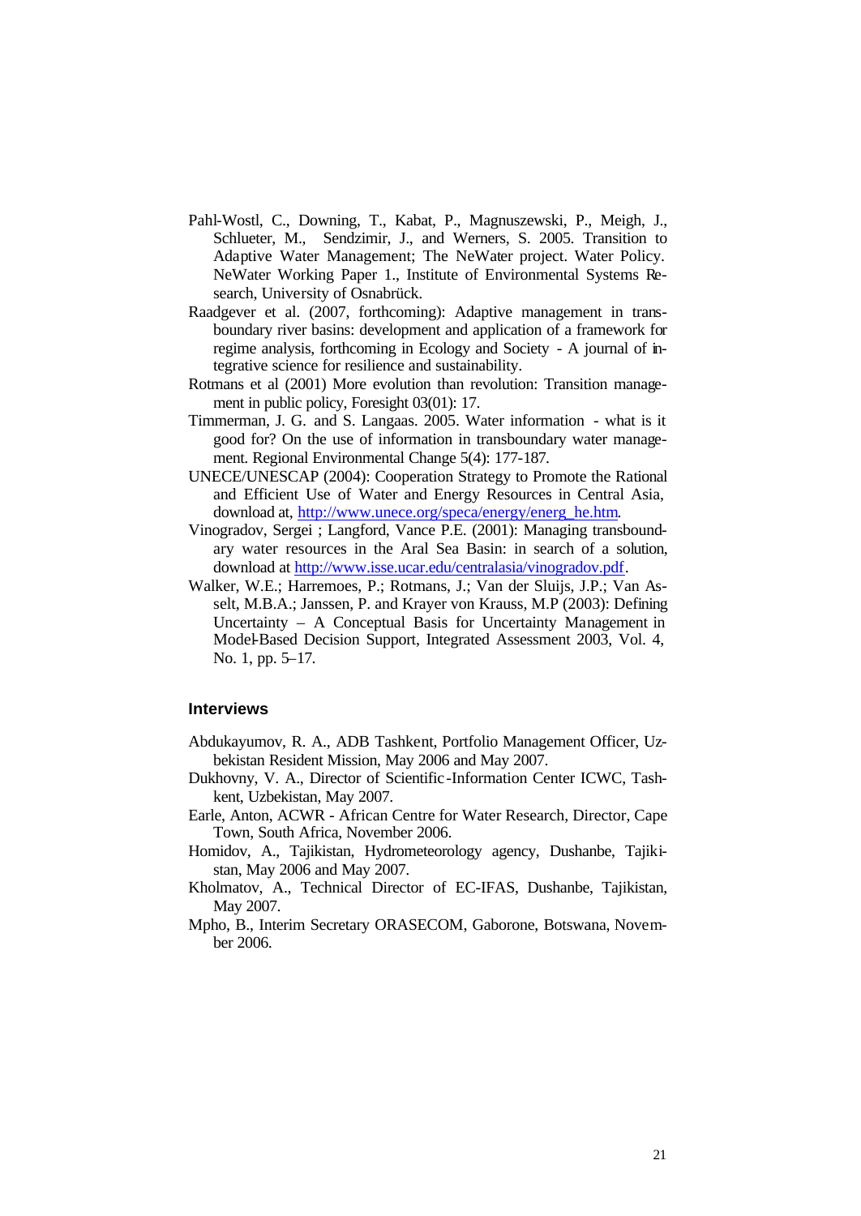Pahl-Wostl, C., Downing, T., Kabat, P., Magnuszewski, P., Meigh, J., Schlueter, M., Sendzimir, J., and Werners, S. 2005. Transition to Adaptive Water Management; The NeWater project. Water Policy. NeWater Working Paper 1., Institute of Environmental Systems Research, University of Osnabrück.

Raadgever et al. (2007, forthcoming): Adaptive management in transboundary river basins: development and application of a framework for regime analysis, forthcoming in Ecology and Society - A journal of integrative science for resilience and sustainability.

Rotmans et al (2001) More evolution than revolution: Transition management in public policy, Foresight 03(01): 17.

Timmerman, J. G. and S. Langaas. 2005. Water information - what is it good for? On the use of information in transboundary water management. Regional Environmental Change 5(4): 177-187.

UNECE/UNESCAP (2004): Cooperation Strategy to Promote the Rational and Efficient Use of Water and Energy Resources in Central Asia, download at, http://www.unece.org/speca/energy/energ_he.htm.

Vinogradov, Sergei ; Langford, Vance P.E. (2001): Managing transboundary water resources in the Aral Sea Basin: in search of a solution, download at http://www.isse.ucar.edu/centralasia/vinogradov.pdf.

Walker, W.E.; Harremoes, P.; Rotmans, J.; Van der Sluijs, J.P.; Van Asselt, M.B.A.; Janssen, P. and Krayer von Krauss, M.P (2003): Defining Uncertainty – A Conceptual Basis for Uncertainty Management in Model-Based Decision Support, Integrated Assessment 2003, Vol. 4, No. 1, pp. 5–17.

### Interviews

Abdukayumov, R. A., ADB Tashkent, Portfolio Management Officer, Uzbekistan Resident Mission, May 2006 and May 2007.

Dukhovny, V. A., Director of Scientific-Information Center ICWC, Tashkent, Uzbekistan, May 2007.

Earle, Anton, ACWR - African Centre for Water Research, Director, Cape Town, South Africa, November 2006.

Homidov, A., Tajikistan, Hydrometeorology agency, Dushanbe, Tajikistan, May 2006 and May 2007.

Kholmatov, A., Technical Director of EC-IFAS, Dushanbe, Tajikistan, May 2007.

Mpho, B., Interim Secretary ORASECOM, Gaborone, Botswana, November 2006.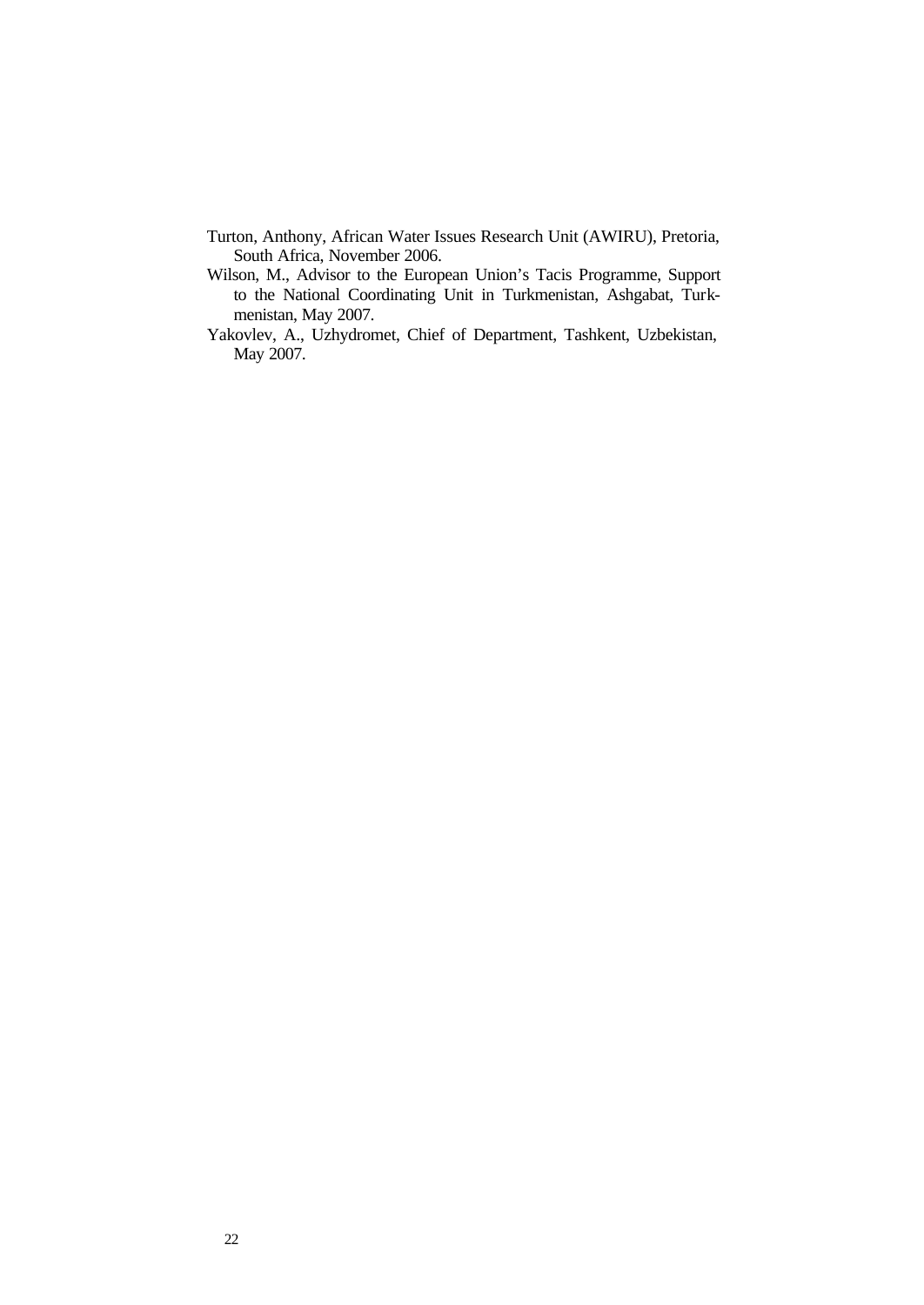Turton, Anthony, African Water Issues Research Unit (AWIRU), Pretoria, South Africa, November 2006.

Wilson, M., Advisor to the European Union's Tacis Programme, Support to the National Coordinating Unit in Turkmenistan, Ashgabat, Turkmenistan, May 2007.

Yakovlev, A., Uzhydromet, Chief of Department, Tashkent, Uzbekistan, May 2007.